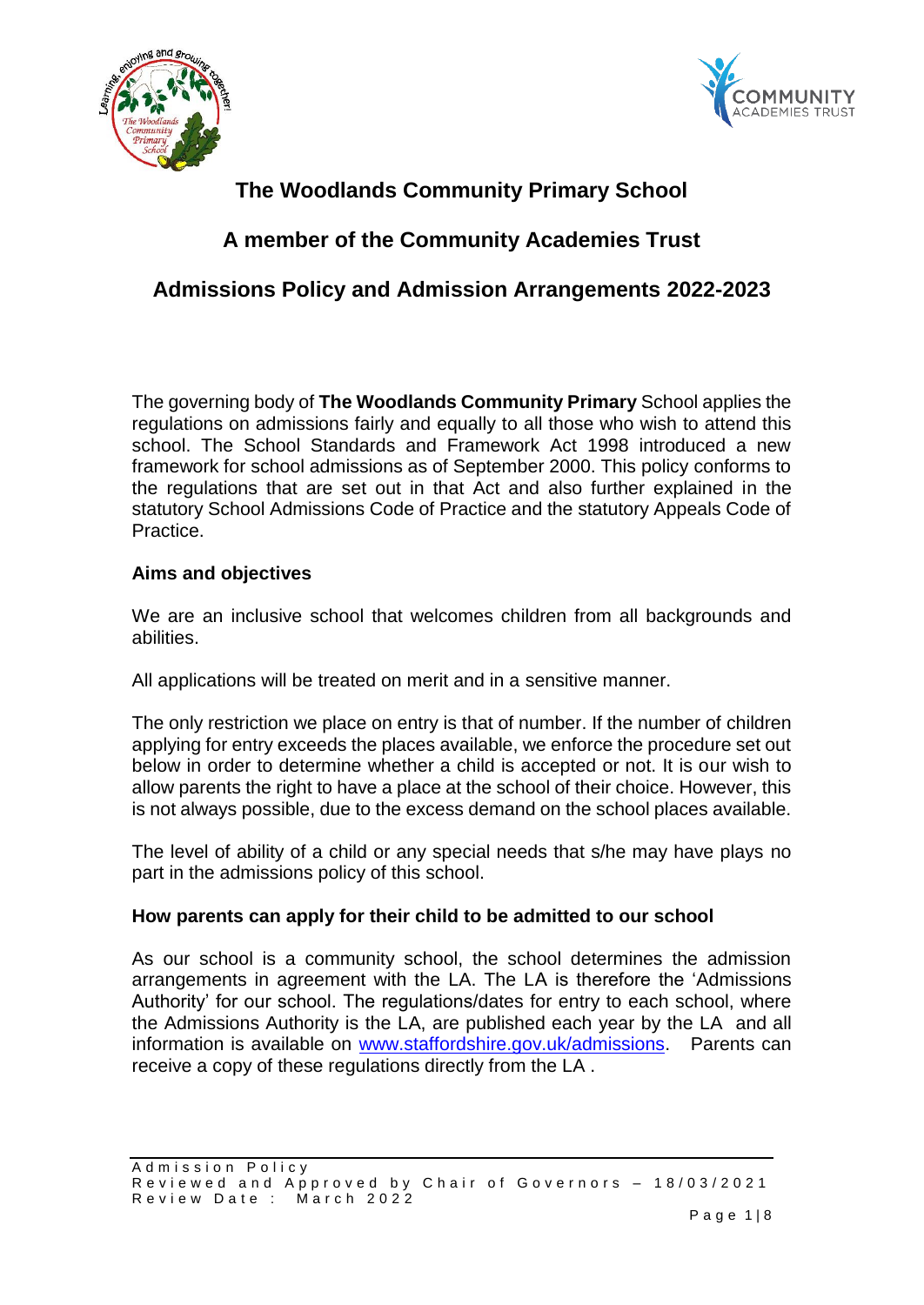# The Woodlands Community Primary School

## A member of the Community Academies Trust

## Admissions Policy and Admission Arrangements 2022-2023

The governing body of **The Woodlands Community Primary** School applies the regulations on admissions fairly and equally to all those who wish to attend this school. The School Standards and Framework Act 1998 introduced a new framework for school admissions as of September 2000. This policy conforms to the regulations that are set out in that Act and also further explained in the statutory School Admissions Code of Practice and the statutory Appeals Code of Practice.

### Aims and objectives

We are an inclusive school that welcomes children from all backgrounds and abilities.

All applications will be treated on merit and in a sensitive manner.

The only restriction we place on entry is that of number. If the number of children applying for entry exceeds the places available, we enforce the procedure set out below in order to determine whether a child is accepted or not. It is our wish to allow parents the right to have a place at the school of their choice. However, this is not always possible, due to the excess demand on the school places available.

The level of ability of a child or any special needs that s/he may have plays no part in the admissions policy of this school.

### How parents can apply for their child to be admitted to our school

As our school is a community school, the school determines the admission arrangements in agreement with the LA. The LA is therefore the 'Admissions Authority' for our school. The regulations/dates for entry to each school, where the Admissions Authority is the LA, are published each year by the LA and all information is available on www.staffordshire.gov.uk/admissions. Parents can receive a copy of these regulations directly from the LA .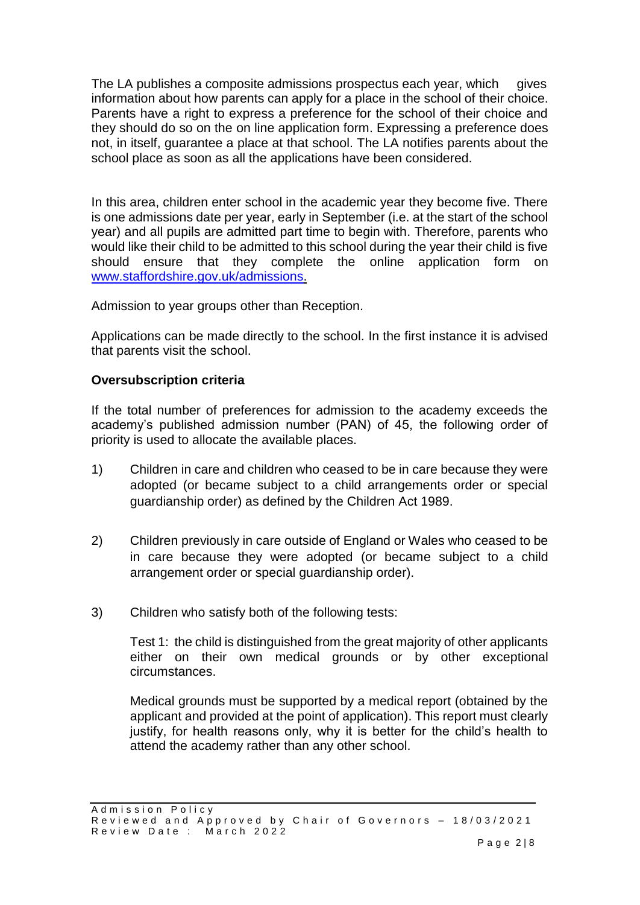The LA publishes a composite admissions prospectus each year, which gives information about how parents can apply for a place in the school of their choice. Parents have a right to express a preference for the school of their choice and they should do so on the on line application form. Expressing a preference does not, in itself, guarantee a place at that school. The LA notifies parents about the school place as soon as all the applications have been considered.

In this area, children enter school in the academic year they become five. There is one admissions date per year, early in September (i.e. at the start of the school year) and all pupils are admitted part time to begin with. Therefore, parents who would like their child to be admitted to this school during the year their child is five should ensure that they complete the online application form on [www.staffordshire.gov.uk/admissions](http://www.staffordshire.gov.uk/admissions).

Admission to year groups other than Reception.

Applications can be made directly to the school. In the first instance it is advised that parents visit the school.

**Oversubscription criteria**

If the total number of preferences for admission to the academy exceeds the academy's published admission number (PAN) of 45, the following order of priority is used to allocate the available places.

1) Children in care and children who ceased to be in care because they were adopted (or became subject to a child arrangements order or special guardianship order) as defined by the Children Act 1989.

2) Children previously in care outside of England or Wales who ceased to be in care because they were adopted (or became subject to a child arrangement order or special guardianship order).

3) Children who satisfy both of the following tests:

   Test 1: the child is distinguished from the great majority of other applicants either on their own medical grounds or by other exceptional circumstances.

   Medical grounds must be supported by a medical report (obtained by the applicant and provided at the point of application). This report must clearly justify, for health reasons only, why it is better for the child's health to attend the academy rather than any other school.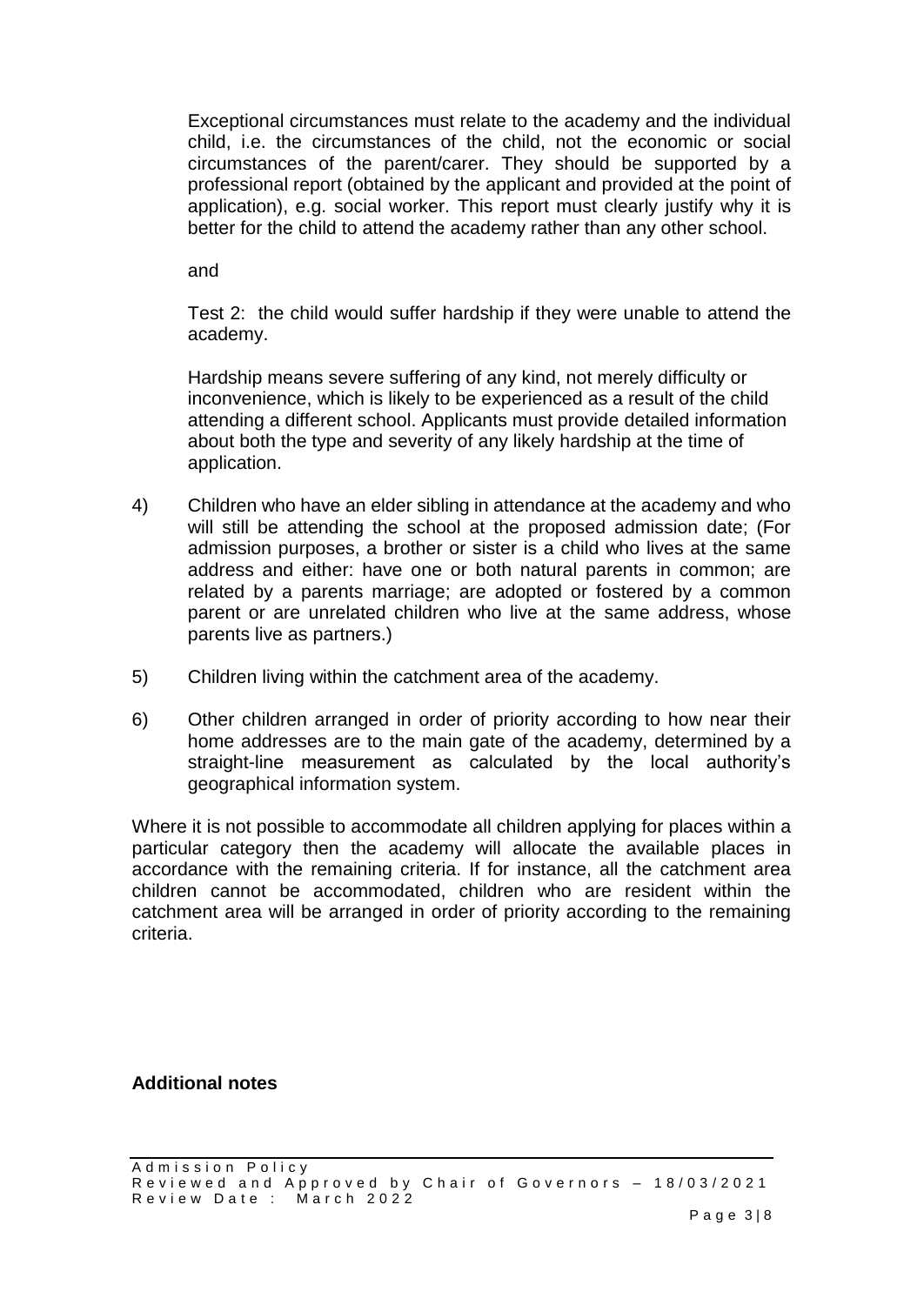Exceptional circumstances must relate to the academy and the individual child, i.e. the circumstances of the child, not the economic or social circumstances of the parent/carer. They should be supported by a professional report (obtained by the applicant and provided at the point of application), e.g. social worker. This report must clearly justify why it is better for the child to attend the academy rather than any other school.

and

Test 2: the child would suffer hardship if they were unable to attend the academy.

Hardship means severe suffering of any kind, not merely difficulty or inconvenience, which is likely to be experienced as a result of the child attending a different school. Applicants must provide detailed information about both the type and severity of any likely hardship at the time of application.

4) Children who have an elder sibling in attendance at the academy and who will still be attending the school at the proposed admission date; (For admission purposes, a brother or sister is a child who lives at the same address and either: have one or both natural parents in common; are related by a parents marriage; are adopted or fostered by a common parent or are unrelated children who live at the same address, whose parents live as partners.)

5) Children living within the catchment area of the academy.

6) Other children arranged in order of priority according to how near their home addresses are to the main gate of the academy, determined by a straight-line measurement as calculated by the local authority's geographical information system.

Where it is not possible to accommodate all children applying for places within a particular category then the academy will allocate the available places in accordance with the remaining criteria. If for instance, all the catchment area children cannot be accommodated, children who are resident within the catchment area will be arranged in order of priority according to the remaining criteria.

**Additional notes**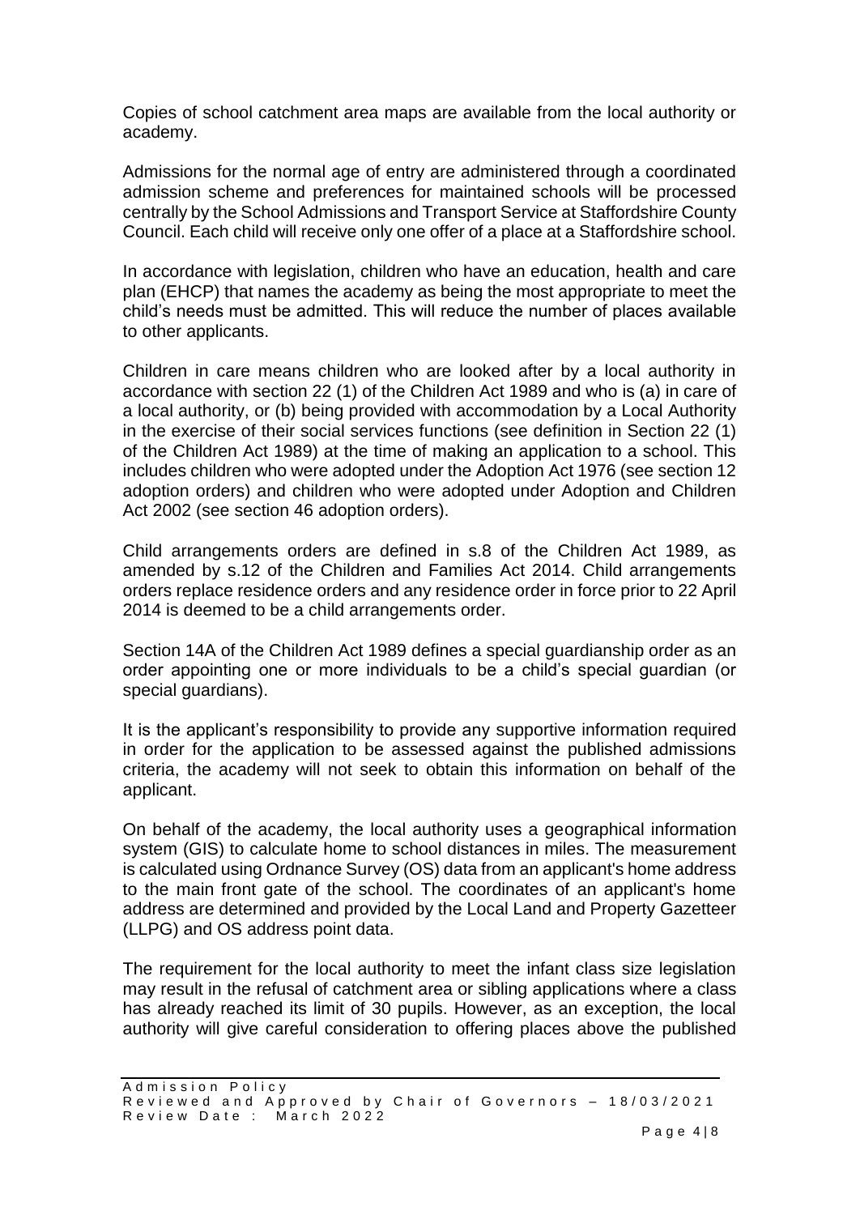Copies of school catchment area maps are available from the local authority or academy.

Admissions for the normal age of entry are administered through a coordinated admission scheme and preferences for maintained schools will be processed centrally by the School Admissions and Transport Service at Staffordshire County Council. Each child will receive only one offer of a place at a Staffordshire school.

In accordance with legislation, children who have an education, health and care plan (EHCP) that names the academy as being the most appropriate to meet the child's needs must be admitted. This will reduce the number of places available to other applicants.

Children in care means children who are looked after by a local authority in accordance with section 22 (1) of the Children Act 1989 and who is (a) in care of a local authority, or (b) being provided with accommodation by a Local Authority in the exercise of their social services functions (see definition in Section 22 (1) of the Children Act 1989) at the time of making an application to a school. This includes children who were adopted under the Adoption Act 1976 (see section 12 adoption orders) and children who were adopted under Adoption and Children Act 2002 (see section 46 adoption orders).

Child arrangements orders are defined in s.8 of the Children Act 1989, as amended by s.12 of the Children and Families Act 2014. Child arrangements orders replace residence orders and any residence order in force prior to 22 April 2014 is deemed to be a child arrangements order.

Section 14A of the Children Act 1989 defines a special guardianship order as an order appointing one or more individuals to be a child's special guardian (or special guardians).

It is the applicant's responsibility to provide any supportive information required in order for the application to be assessed against the published admissions criteria, the academy will not seek to obtain this information on behalf of the applicant.

On behalf of the academy, the local authority uses a geographical information system (GIS) to calculate home to school distances in miles. The measurement is calculated using Ordnance Survey (OS) data from an applicant's home address to the main front gate of the school. The coordinates of an applicant's home address are determined and provided by the Local Land and Property Gazetteer (LLPG) and OS address point data.

The requirement for the local authority to meet the infant class size legislation may result in the refusal of catchment area or sibling applications where a class has already reached its limit of 30 pupils. However, as an exception, the local authority will give careful consideration to offering places above the published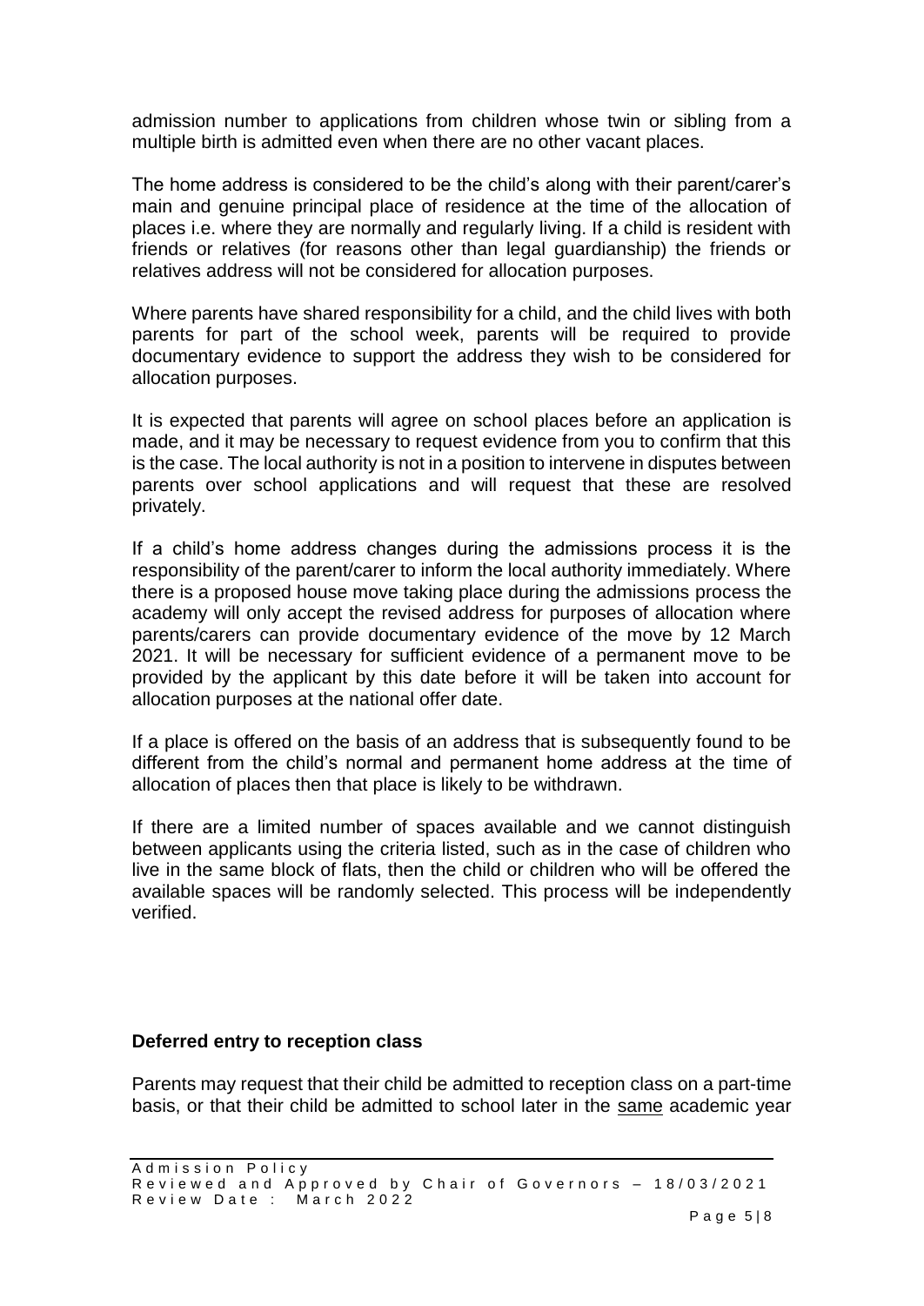admission number to applications from children whose twin or sibling from a multiple birth is admitted even when there are no other vacant places.

The home address is considered to be the child's along with their parent/carer's main and genuine principal place of residence at the time of the allocation of places i.e. where they are normally and regularly living. If a child is resident with friends or relatives (for reasons other than legal guardianship) the friends or relatives address will not be considered for allocation purposes.

Where parents have shared responsibility for a child, and the child lives with both parents for part of the school week, parents will be required to provide documentary evidence to support the address they wish to be considered for allocation purposes.

It is expected that parents will agree on school places before an application is made, and it may be necessary to request evidence from you to confirm that this is the case. The local authority is not in a position to intervene in disputes between parents over school applications and will request that these are resolved privately.

If a child's home address changes during the admissions process it is the responsibility of the parent/carer to inform the local authority immediately. Where there is a proposed house move taking place during the admissions process the academy will only accept the revised address for purposes of allocation where parents/carers can provide documentary evidence of the move by 12 March 2021. It will be necessary for sufficient evidence of a permanent move to be provided by the applicant by this date before it will be taken into account for allocation purposes at the national offer date.

If a place is offered on the basis of an address that is subsequently found to be different from the child's normal and permanent home address at the time of allocation of places then that place is likely to be withdrawn.

If there are a limited number of spaces available and we cannot distinguish between applicants using the criteria listed, such as in the case of children who live in the same block of flats, then the child or children who will be offered the available spaces will be randomly selected. This process will be independently verified.

**Deferred entry to reception class**

Parents may request that their child be admitted to reception class on a part-time basis, or that their child be admitted to school later in the <u>same</u> academic year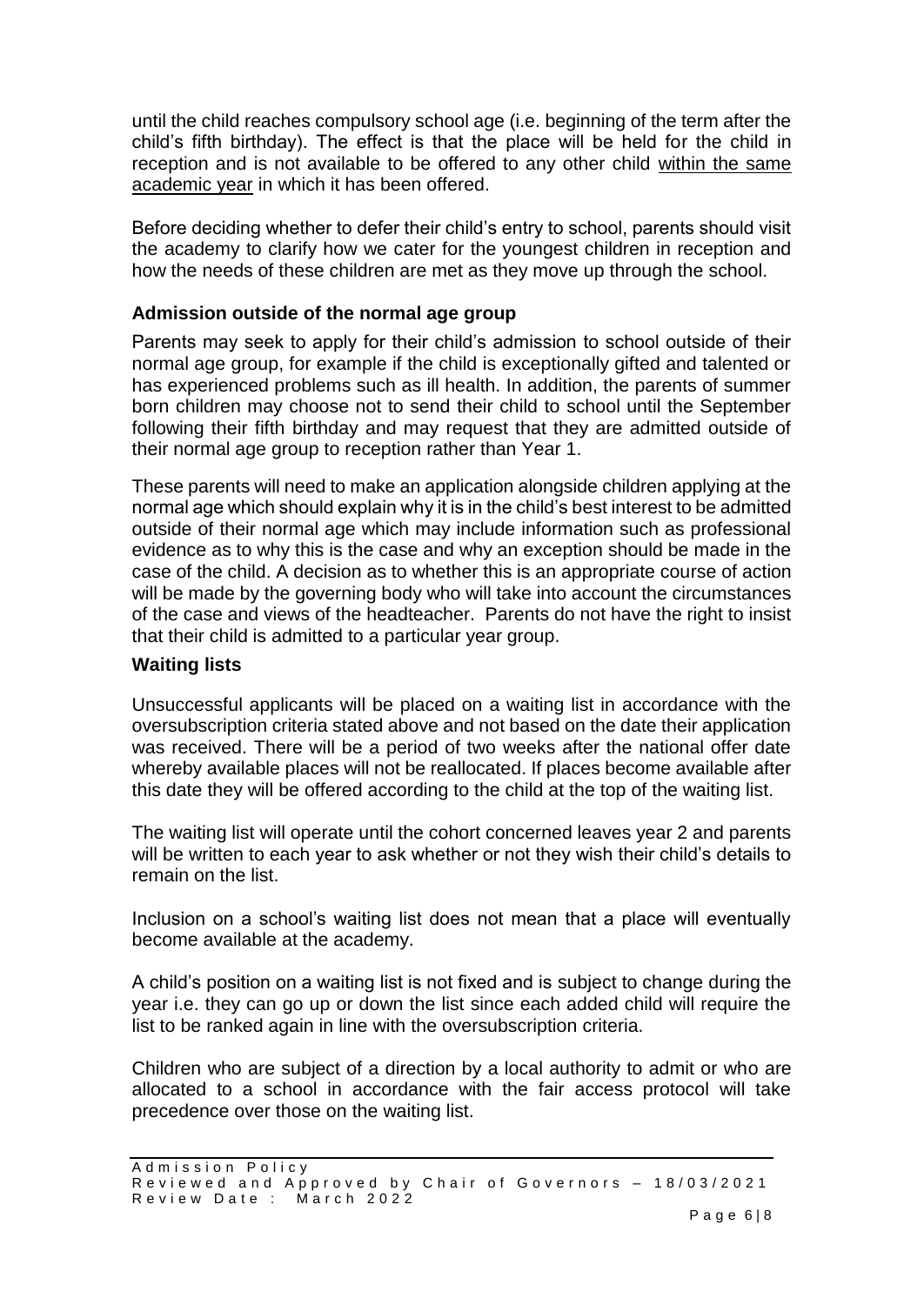until the child reaches compulsory school age (i.e. beginning of the term after the child's fifth birthday). The effect is that the place will be held for the child in reception and is not available to be offered to any other child within the same academic year in which it has been offered.

Before deciding whether to defer their child's entry to school, parents should visit the academy to clarify how we cater for the youngest children in reception and how the needs of these children are met as they move up through the school.

### Admission outside of the normal age group

Parents may seek to apply for their child's admission to school outside of their normal age group, for example if the child is exceptionally gifted and talented or has experienced problems such as ill health. In addition, the parents of summer born children may choose not to send their child to school until the September following their fifth birthday and may request that they are admitted outside of their normal age group to reception rather than Year 1.

These parents will need to make an application alongside children applying at the normal age which should explain why it is in the child's best interest to be admitted outside of their normal age which may include information such as professional evidence as to why this is the case and why an exception should be made in the case of the child. A decision as to whether this is an appropriate course of action will be made by the governing body who will take into account the circumstances of the case and views of the headteacher. Parents do not have the right to insist that their child is admitted to a particular year group.

### Waiting lists

Unsuccessful applicants will be placed on a waiting list in accordance with the oversubscription criteria stated above and not based on the date their application was received. There will be a period of two weeks after the national offer date whereby available places will not be reallocated. If places become available after this date they will be offered according to the child at the top of the waiting list.

The waiting list will operate until the cohort concerned leaves year 2 and parents will be written to each year to ask whether or not they wish their child's details to remain on the list.

Inclusion on a school's waiting list does not mean that a place will eventually become available at the academy.

A child's position on a waiting list is not fixed and is subject to change during the year i.e. they can go up or down the list since each added child will require the list to be ranked again in line with the oversubscription criteria.

Children who are subject of a direction by a local authority to admit or who are allocated to a school in accordance with the fair access protocol will take precedence over those on the waiting list.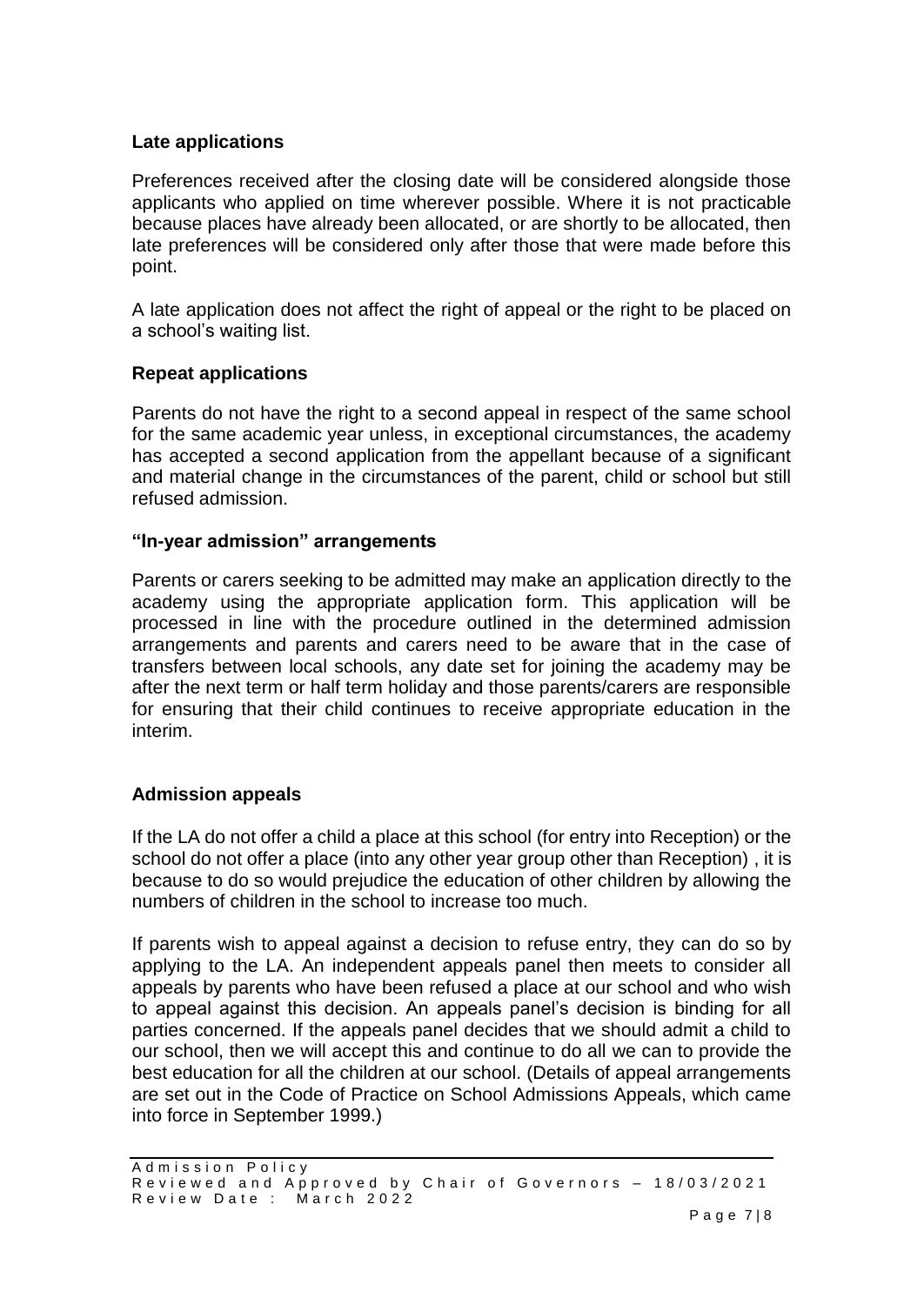### Late applications

Preferences received after the closing date will be considered alongside those applicants who applied on time wherever possible. Where it is not practicable because places have already been allocated, or are shortly to be allocated, then late preferences will be considered only after those that were made before this point.

A late application does not affect the right of appeal or the right to be placed on a school's waiting list.

### Repeat applications

Parents do not have the right to a second appeal in respect of the same school for the same academic year unless, in exceptional circumstances, the academy has accepted a second application from the appellant because of a significant and material change in the circumstances of the parent, child or school but still refused admission.

### "In-year admission" arrangements

Parents or carers seeking to be admitted may make an application directly to the academy using the appropriate application form. This application will be processed in line with the procedure outlined in the determined admission arrangements and parents and carers need to be aware that in the case of transfers between local schools, any date set for joining the academy may be after the next term or half term holiday and those parents/carers are responsible for ensuring that their child continues to receive appropriate education in the interim.

### Admission appeals

If the LA do not offer a child a place at this school (for entry into Reception) or the school do not offer a place (into any other year group other than Reception) , it is because to do so would prejudice the education of other children by allowing the numbers of children in the school to increase too much.

If parents wish to appeal against a decision to refuse entry, they can do so by applying to the LA. An independent appeals panel then meets to consider all appeals by parents who have been refused a place at our school and who wish to appeal against this decision. An appeals panel's decision is binding for all parties concerned. If the appeals panel decides that we should admit a child to our school, then we will accept this and continue to do all we can to provide the best education for all the children at our school. (Details of appeal arrangements are set out in the Code of Practice on School Admissions Appeals, which came into force in September 1999.)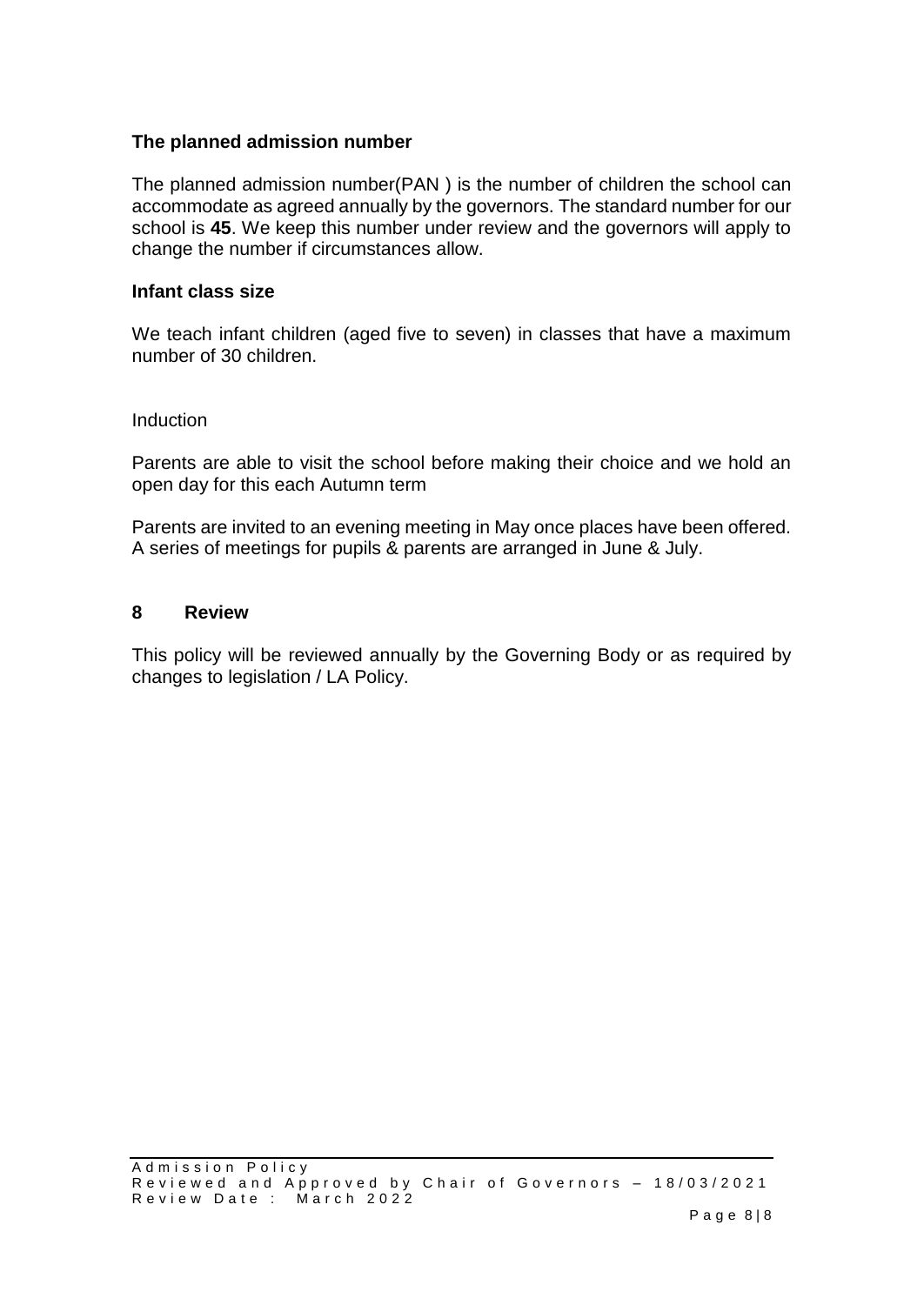### The planned admission number

The planned admission number(PAN ) is the number of children the school can accommodate as agreed annually by the governors. The standard number for our school is **45**. We keep this number under review and the governors will apply to change the number if circumstances allow.

### Infant class size

We teach infant children (aged five to seven) in classes that have a maximum number of 30 children.

Induction

Parents are able to visit the school before making their choice and we hold an open day for this each Autumn term

Parents are invited to an evening meeting in May once places have been offered. A series of meetings for pupils & parents are arranged in June & July.

## 8 Review

This policy will be reviewed annually by the Governing Body or as required by changes to legislation / LA Policy.